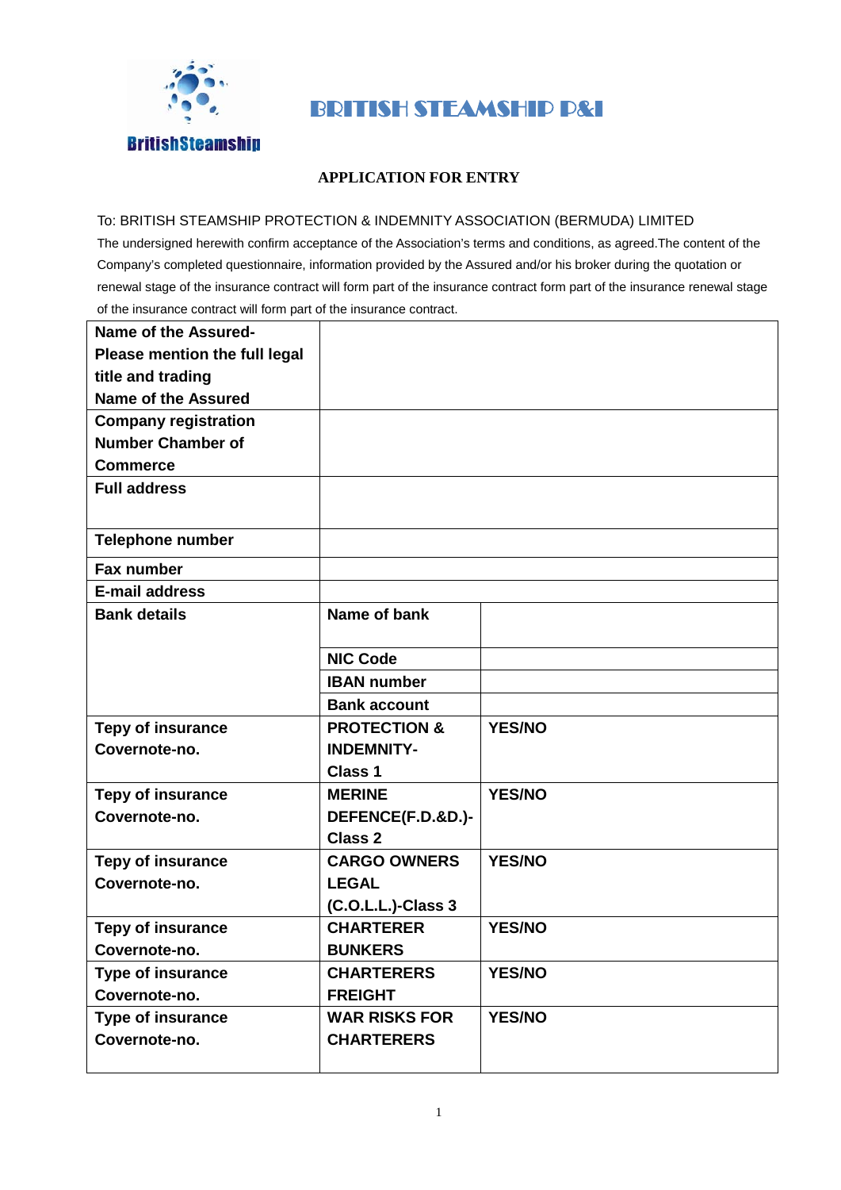BritishSteamship

# BRITISH STEAMSHIP P&I

## APPLICATION FOR ENTRY

To: BRITISH STEAMSHIP PROTECTION & INDEMNITY ASSOCIATION (BERMUDA) LIMITED

The undersigned herewith confirm acceptance of the Association's terms and conditions, as agreed.The content of the Company's completed questionnaire, information provided by the Assured and/or his broker during the quotation or renewal stage of the insurance contract will form part of the insurance contract form part of the insurance renewal stage of the insurance contract will form part of the insurance contract.

| | | |
|---|---|---|
| **Name of the Assured- Please mention the full legal title and trading Name of the Assured** | | |
| **Company registration Number Chamber of Commerce** | | |
| **Full address** | | |
| **Telephone number** | | |
| **Fax number** | | |
| **E-mail address** | | |
| **Bank details** | **Name of bank** | |
| | **NIC Code** | |
| | **IBAN number** | |
| | **Bank account** | |
| **Tepy of insurance Covernote-no.** | **PROTECTION & INDEMNITY- Class 1** | **YES/NO** |
| **Tepy of insurance Covernote-no.** | **MERINE DEFENCE(F.D.&D.)- Class 2** | **YES/NO** |
| **Tepy of insurance Covernote-no.** | **CARGO OWNERS LEGAL (C.O.L.L.)-Class 3** | **YES/NO** |
| **Tepy of insurance Covernote-no.** | **CHARTERER BUNKERS** | **YES/NO** |
| **Type of insurance Covernote-no.** | **CHARTERERS FREIGHT** | **YES/NO** |
| **Type of insurance Covernote-no.** | **WAR RISKS FOR CHARTERERS** | **YES/NO** |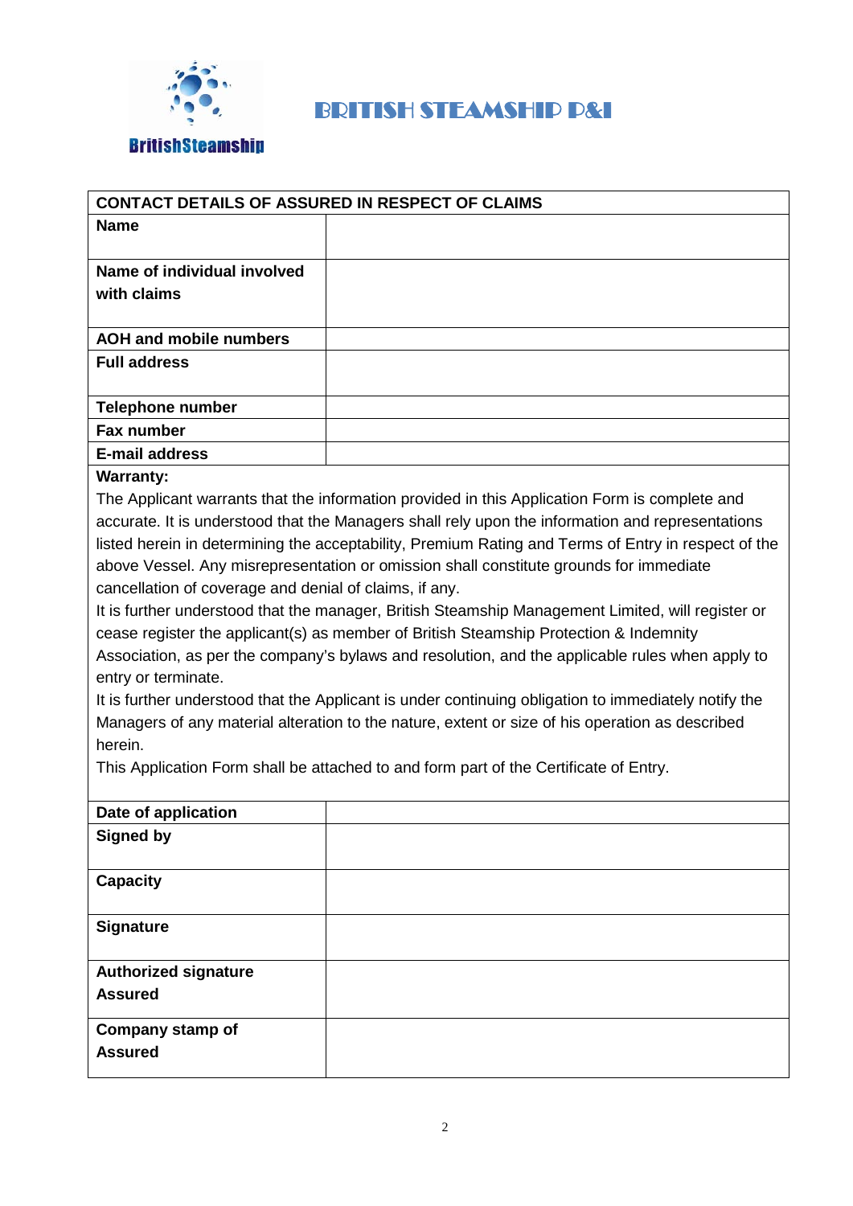BritishSteamship

# BRITISH STEAMSHIP P&I

| CONTACT DETAILS OF ASSURED IN RESPECT OF CLAIMS | |
|---|---|
| **Name** | |
| **Name of individual involved with claims** | |
| **AOH and mobile numbers** | |
| **Full address** | |
| **Telephone number** | |
| **Fax number** | |
| **E-mail address** | |

**Warranty:**

The Applicant warrants that the information provided in this Application Form is complete and accurate. It is understood that the Managers shall rely upon the information and representations listed herein in determining the acceptability, Premium Rating and Terms of Entry in respect of the above Vessel. Any misrepresentation or omission shall constitute grounds for immediate cancellation of coverage and denial of claims, if any.

It is further understood that the manager, British Steamship Management Limited, will register or cease register the applicant(s) as member of British Steamship Protection & Indemnity Association, as per the company's bylaws and resolution, and the applicable rules when apply to entry or terminate.

It is further understood that the Applicant is under continuing obligation to immediately notify the Managers of any material alteration to the nature, extent or size of his operation as described herein.

This Application Form shall be attached to and form part of the Certificate of Entry.

| | |
|---|---|
| **Date of application** | |
| **Signed by** | |
| **Capacity** | |
| **Signature** | |
| **Authorized signature Assured** | |
| **Company stamp of Assured** | |